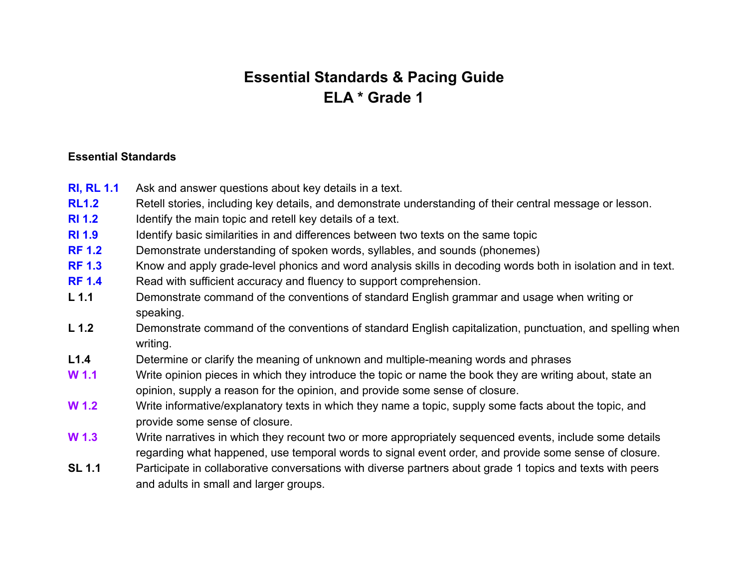# Essential Standards & Pacing Guide
# ELA * Grade 1

**Essential Standards**

| | |
|---|---|
| **RI, RL 1.1** | Ask and answer questions about key details in a text. |
| **RL1.2** | Retell stories, including key details, and demonstrate understanding of their central message or lesson. |
| **RI 1.2** | Identify the main topic and retell key details of a text. |
| **RI 1.9** | Identify basic similarities in and differences between two texts on the same topic |
| **RF 1.2** | Demonstrate understanding of spoken words, syllables, and sounds (phonemes) |
| **RF 1.3** | Know and apply grade-level phonics and word analysis skills in decoding words both in isolation and in text. |
| **RF 1.4** | Read with sufficient accuracy and fluency to support comprehension. |
| **L 1.1** | Demonstrate command of the conventions of standard English grammar and usage when writing or speaking. |
| **L 1.2** | Demonstrate command of the conventions of standard English capitalization, punctuation, and spelling when writing. |
| **L1.4** | Determine or clarify the meaning of unknown and multiple-meaning words and phrases |
| **W 1.1** | Write opinion pieces in which they introduce the topic or name the book they are writing about, state an opinion, supply a reason for the opinion, and provide some sense of closure. |
| **W 1.2** | Write informative/explanatory texts in which they name a topic, supply some facts about the topic, and provide some sense of closure. |
| **W 1.3** | Write narratives in which they recount two or more appropriately sequenced events, include some details regarding what happened, use temporal words to signal event order, and provide some sense of closure. |
| **SL 1.1** | Participate in collaborative conversations with diverse partners about grade 1 topics and texts with peers and adults in small and larger groups. |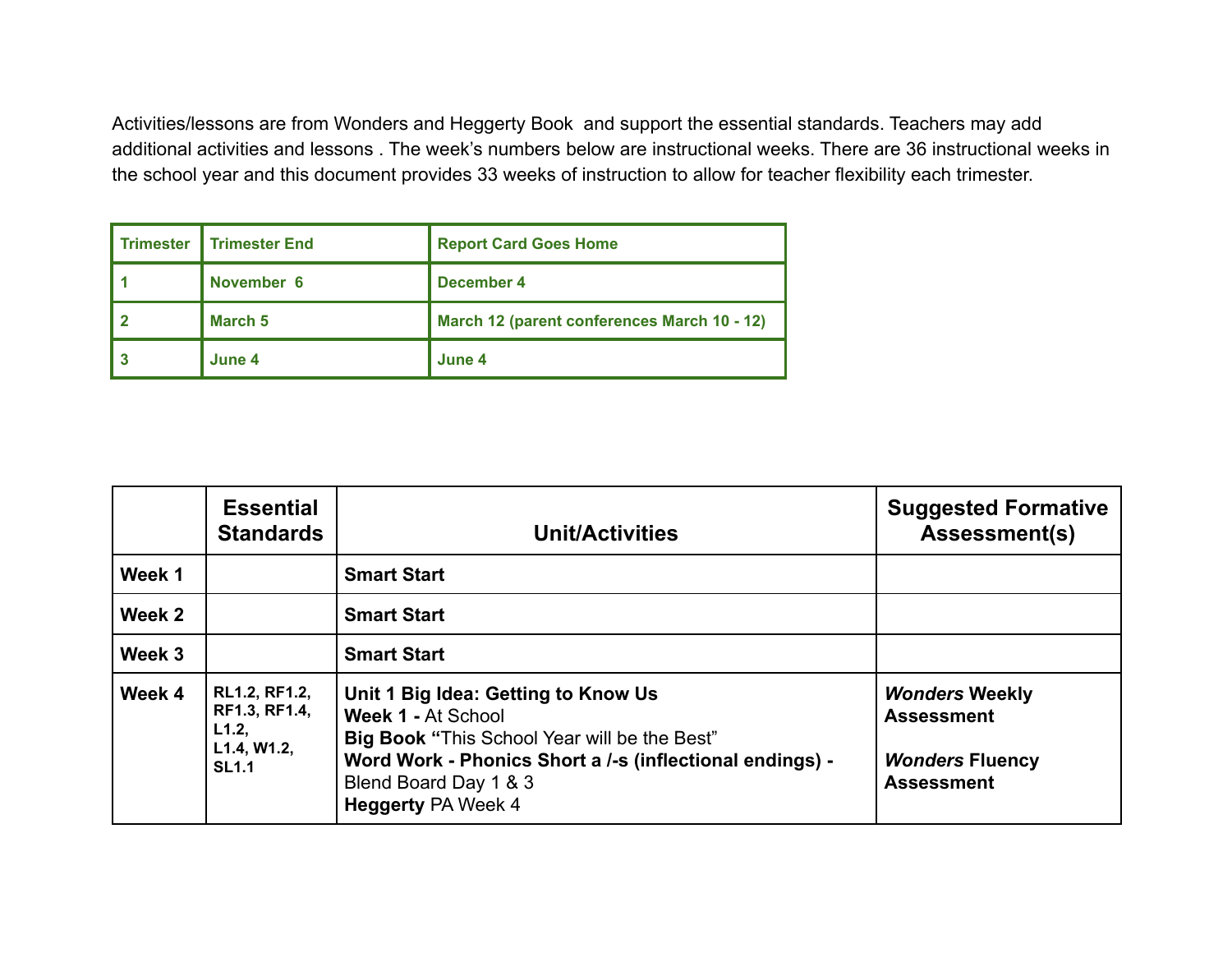Activities/lessons are from Wonders and Heggerty Book  and support the essential standards. Teachers may add additional activities and lessons . The week's numbers below are instructional weeks. There are 36 instructional weeks in the school year and this document provides 33 weeks of instruction to allow for teacher flexibility each trimester.

| **Trimester** | **Trimester End** | **Report Card Goes Home** |
|---|---|---|
| **1** | **November 6** | **December 4** |
| **2** | **March 5** | **March 12 (parent conferences March 10 - 12)** |
| **3** | **June 4** | **June 4** |

| | **Essential Standards** | **Unit/Activities** | **Suggested Formative Assessment(s)** |
|---|---|---|---|
| **Week 1** | | **Smart Start** | |
| **Week 2** | | **Smart Start** | |
| **Week 3** | | **Smart Start** | |
| **Week 4** | **RL1.2, RF1.2, RF1.3, RF1.4, L1.2, L1.4, W1.2, SL1.1** | **Unit 1 Big Idea: Getting to Know Us**<br>**Week 1 -** At School<br>**Big Book "**This School Year will be the Best"<br>**Word Work - Phonics Short a /-s (inflectional endings) -** Blend Board Day 1 & 3<br>**Heggerty** PA Week 4 | ***Wonders* Weekly Assessment**<br><br>***Wonders* Fluency Assessment** |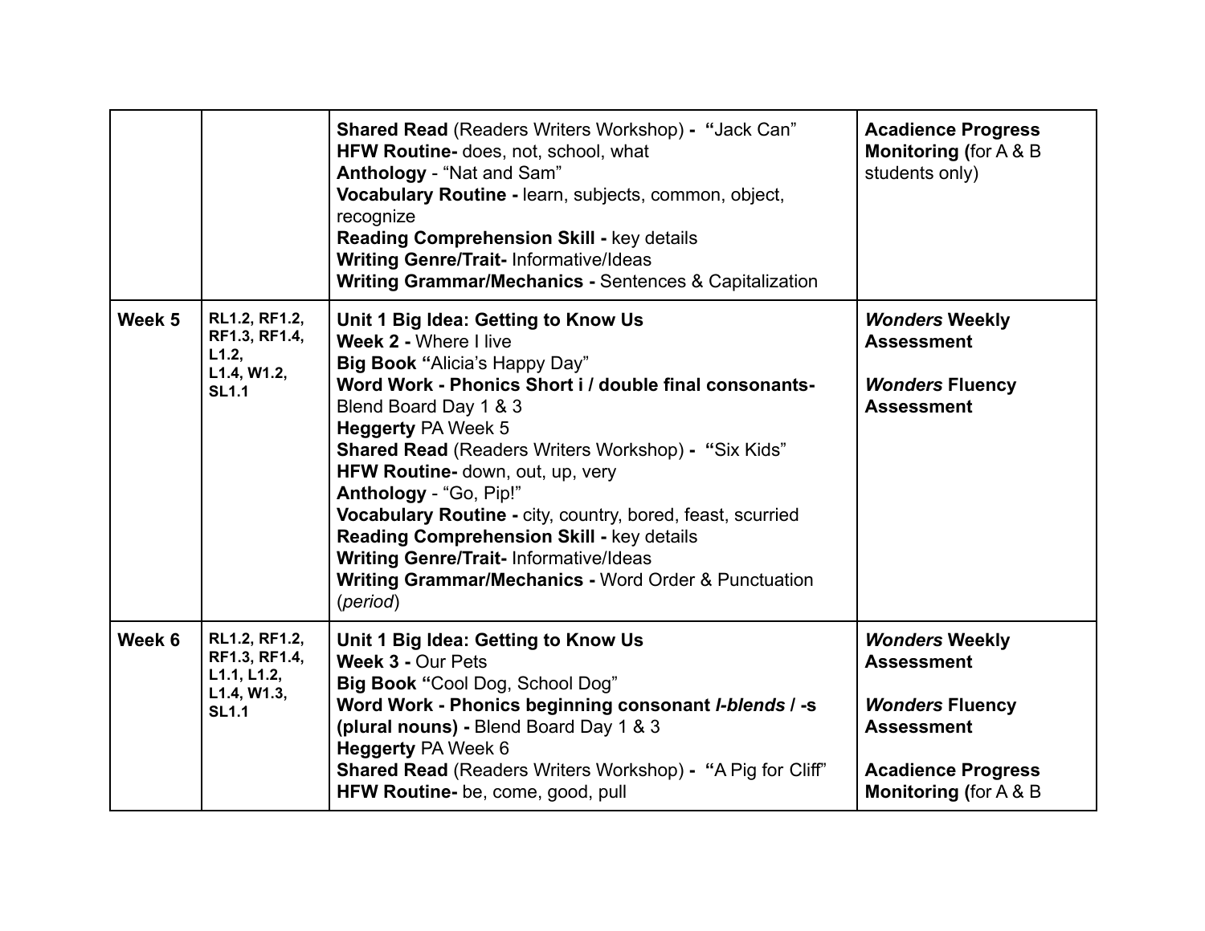| | | | |
|---|---|---|---|
| | | **Shared Read** (Readers Writers Workshop) **- "**Jack Can"<br>**HFW Routine-** does, not, school, what<br>**Anthology** - "Nat and Sam"<br>**Vocabulary Routine -** learn, subjects, common, object, recognize<br>**Reading Comprehension Skill -** key details<br>**Writing Genre/Trait-** Informative/Ideas<br>**Writing Grammar/Mechanics -** Sentences & Capitalization | **Acadience Progress Monitoring (**for A & B students only) |
| **Week 5** | **RL1.2, RF1.2, RF1.3, RF1.4, L1.2, L1.4, W1.2, SL1.1** | **Unit 1 Big Idea: Getting to Know Us**<br>**Week 2 -** Where I live<br>**Big Book "**Alicia's Happy Day"<br>**Word Work - Phonics Short i / double final consonants-** Blend Board Day 1 & 3<br>**Heggerty** PA Week 5<br>**Shared Read** (Readers Writers Workshop) **- "**Six Kids"<br>**HFW Routine-** down, out, up, very<br>**Anthology** - "Go, Pip!"<br>**Vocabulary Routine -** city, country, bored, feast, scurried<br>**Reading Comprehension Skill -** key details<br>**Writing Genre/Trait-** Informative/Ideas<br>**Writing Grammar/Mechanics -** Word Order & Punctuation (*period*) | ***Wonders* Weekly Assessment**<br><br>***Wonders* Fluency Assessment** |
| **Week 6** | **RL1.2, RF1.2, RF1.3, RF1.4, L1.1, L1.2, L1.4, W1.3, SL1.1** | **Unit 1 Big Idea: Getting to Know Us**<br>**Week 3 -** Our Pets<br>**Big Book "**Cool Dog, School Dog"<br>**Word Work - Phonics beginning consonant *l-blends* / -s (plural nouns) -** Blend Board Day 1 & 3<br>**Heggerty** PA Week 6<br>**Shared Read** (Readers Writers Workshop) **- "**A Pig for Cliff"<br>**HFW Routine-** be, come, good, pull | ***Wonders* Weekly Assessment**<br><br>***Wonders* Fluency Assessment**<br><br>**Acadience Progress Monitoring (**for A & B |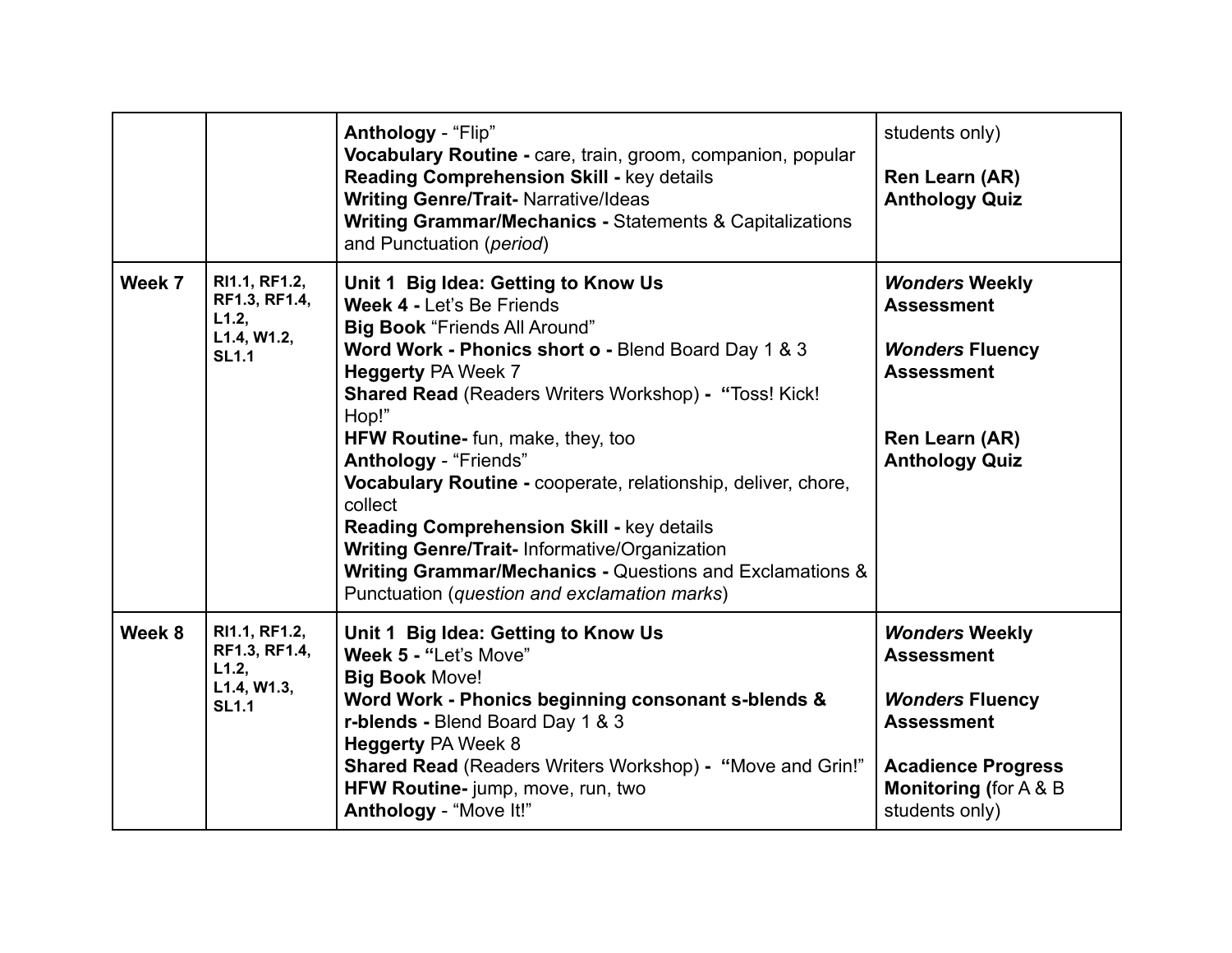| | | | |
|---|---|---|---|
| | | **Anthology** - "Flip"<br>**Vocabulary Routine -** care, train, groom, companion, popular<br>**Reading Comprehension Skill -** key details<br>**Writing Genre/Trait-** Narrative/Ideas<br>**Writing Grammar/Mechanics -** Statements & Capitalizations and Punctuation (*period*) | students only)<br><br>**Ren Learn (AR) Anthology Quiz** |
| **Week 7** | **RI1.1, RF1.2, RF1.3, RF1.4, L1.2, L1.4, W1.2, SL1.1** | **Unit 1 Big Idea: Getting to Know Us**<br>**Week 4 -** Let's Be Friends<br>**Big Book** "Friends All Around"<br>**Word Work - Phonics short o -** Blend Board Day 1 & 3<br>**Heggerty** PA Week 7<br>**Shared Read** (Readers Writers Workshop) **- "**Toss! Kick! Hop!"<br>**HFW Routine-** fun, make, they, too<br>**Anthology** - "Friends"<br>**Vocabulary Routine -** cooperate, relationship, deliver, chore, collect<br>**Reading Comprehension Skill -** key details<br>**Writing Genre/Trait-** Informative/Organization<br>**Writing Grammar/Mechanics -** Questions and Exclamations & Punctuation (*question and exclamation marks*) | ***Wonders* Weekly Assessment**<br><br>***Wonders* Fluency Assessment**<br><br>**Ren Learn (AR) Anthology Quiz** |
| **Week 8** | **RI1.1, RF1.2, RF1.3, RF1.4, L1.2, L1.4, W1.3, SL1.1** | **Unit 1 Big Idea: Getting to Know Us**<br>**Week 5 - "**Let's Move"<br>**Big Book** Move!<br>**Word Work - Phonics beginning consonant s-blends & r-blends -** Blend Board Day 1 & 3<br>**Heggerty** PA Week 8<br>**Shared Read** (Readers Writers Workshop) **- "**Move and Grin!"<br>**HFW Routine-** jump, move, run, two<br>**Anthology** - "Move It!" | ***Wonders* Weekly Assessment**<br><br>***Wonders* Fluency Assessment**<br><br>**Acadience Progress Monitoring (**for A & B students only) |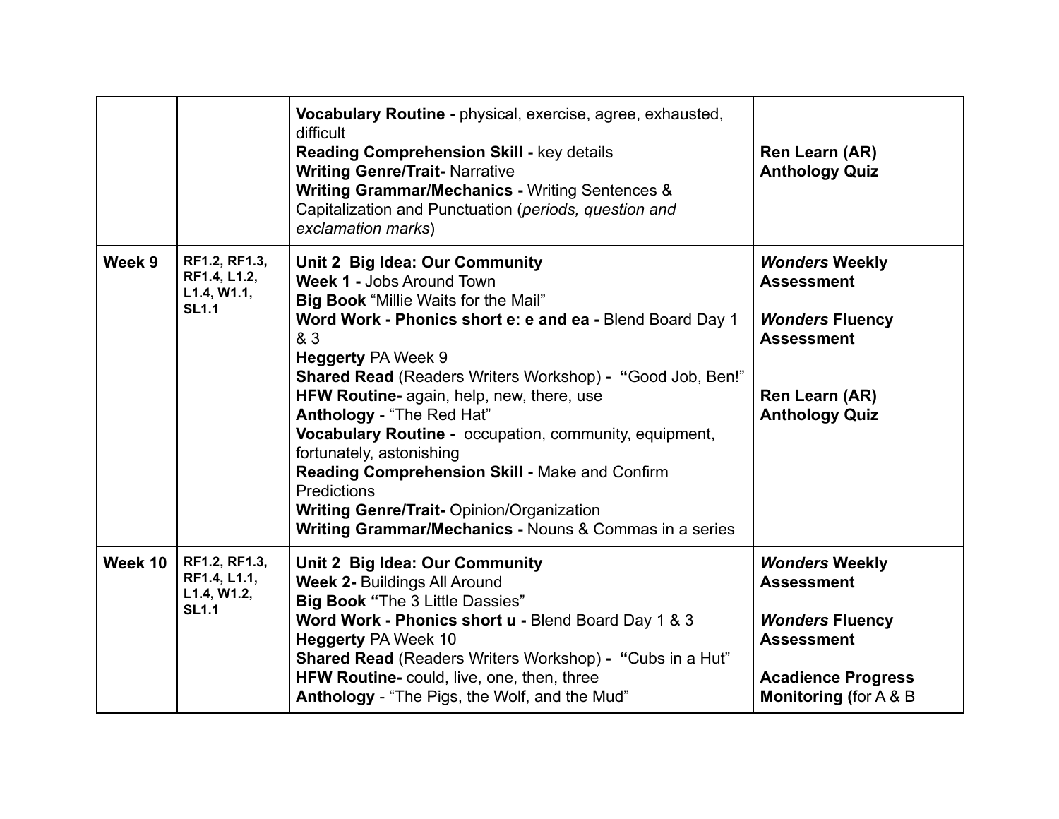| | | | |
|---|---|---|---|
| | | **Vocabulary Routine -** physical, exercise, agree, exhausted, difficult<br>**Reading Comprehension Skill -** key details<br>**Writing Genre/Trait-** Narrative<br>**Writing Grammar/Mechanics -** Writing Sentences & Capitalization and Punctuation (*periods, question and exclamation marks*) | **Ren Learn (AR) Anthology Quiz** |
| **Week 9** | **RF1.2, RF1.3, RF1.4, L1.2, L1.4, W1.1, SL1.1** | **Unit 2 Big Idea: Our Community**<br>**Week 1 -** Jobs Around Town<br>**Big Book** "Millie Waits for the Mail"<br>**Word Work - Phonics short e: e and ea -** Blend Board Day 1 & 3<br>**Heggerty** PA Week 9<br>**Shared Read** (Readers Writers Workshop) **- "**Good Job, Ben!"<br>**HFW Routine-** again, help, new, there, use<br>**Anthology** - "The Red Hat"<br>**Vocabulary Routine -** occupation, community, equipment, fortunately, astonishing<br>**Reading Comprehension Skill -** Make and Confirm Predictions<br>**Writing Genre/Trait-** Opinion/Organization<br>**Writing Grammar/Mechanics -** Nouns & Commas in a series | ***Wonders* Weekly Assessment**<br><br>***Wonders* Fluency Assessment**<br><br>**Ren Learn (AR) Anthology Quiz** |
| **Week 10** | **RF1.2, RF1.3, RF1.4, L1.1, L1.4, W1.2, SL1.1** | **Unit 2 Big Idea: Our Community**<br>**Week 2-** Buildings All Around<br>**Big Book "**The 3 Little Dassies"<br>**Word Work - Phonics short u -** Blend Board Day 1 & 3<br>**Heggerty** PA Week 10<br>**Shared Read** (Readers Writers Workshop) **- "**Cubs in a Hut"<br>**HFW Routine-** could, live, one, then, three<br>**Anthology** - "The Pigs, the Wolf, and the Mud" | ***Wonders* Weekly Assessment**<br><br>***Wonders* Fluency Assessment**<br><br>**Acadience Progress Monitoring (**for A & B |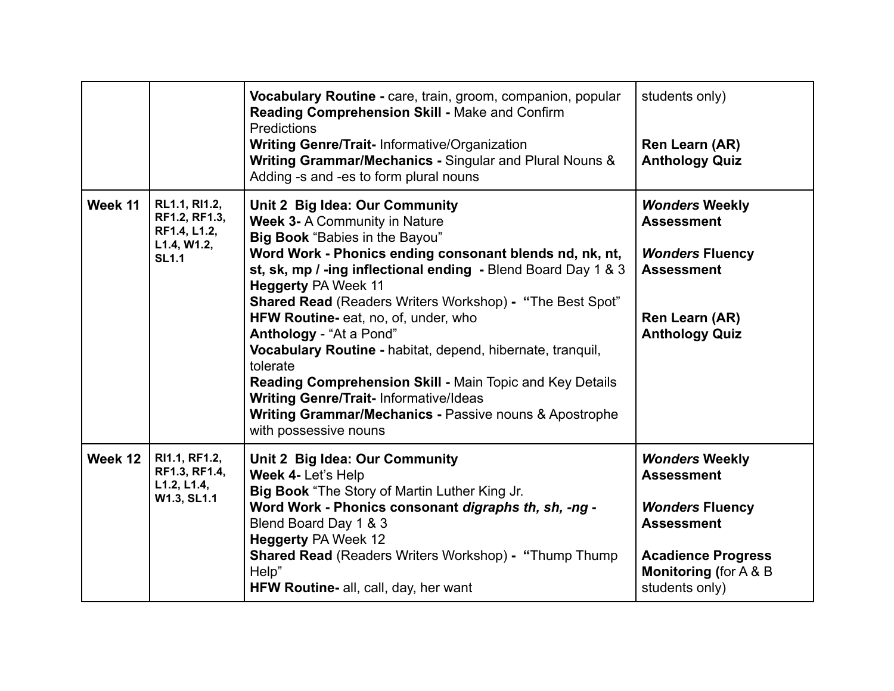| | | | |
|---|---|---|---|
| | | **Vocabulary Routine -** care, train, groom, companion, popular<br>**Reading Comprehension Skill -** Make and Confirm Predictions<br>**Writing Genre/Trait-** Informative/Organization<br>**Writing Grammar/Mechanics -** Singular and Plural Nouns & Adding -s and -es to form plural nouns | students only)<br><br>**Ren Learn (AR) Anthology Quiz** |
| **Week 11** | **RL1.1, RI1.2, RF1.2, RF1.3, RF1.4, L1.2, L1.4, W1.2, SL1.1** | **Unit 2 Big Idea: Our Community**<br>**Week 3-** A Community in Nature<br>**Big Book** "Babies in the Bayou"<br>**Word Work - Phonics ending consonant blends nd, nk, nt, st, sk, mp / -ing inflectional ending -** Blend Board Day 1 & 3<br>**Heggerty** PA Week 11<br>**Shared Read** (Readers Writers Workshop) **- "**The Best Spot"<br>**HFW Routine-** eat, no, of, under, who<br>**Anthology** - "At a Pond"<br>**Vocabulary Routine -** habitat, depend, hibernate, tranquil, tolerate<br>**Reading Comprehension Skill -** Main Topic and Key Details<br>**Writing Genre/Trait-** Informative/Ideas<br>**Writing Grammar/Mechanics -** Passive nouns & Apostrophe with possessive nouns | ***Wonders* Weekly Assessment**<br><br>***Wonders* Fluency Assessment**<br><br>**Ren Learn (AR) Anthology Quiz** |
| **Week 12** | **RI1.1, RF1.2, RF1.3, RF1.4, L1.2, L1.4, W1.3, SL1.1** | **Unit 2 Big Idea: Our Community**<br>**Week 4-** Let's Help<br>**Big Book** "The Story of Martin Luther King Jr.<br>**Word Work - Phonics consonant *digraphs th, sh, -ng* -** Blend Board Day 1 & 3<br>**Heggerty** PA Week 12<br>**Shared Read** (Readers Writers Workshop) **- "**Thump Thump Help"<br>**HFW Routine-** all, call, day, her want | ***Wonders* Weekly Assessment**<br><br>***Wonders* Fluency Assessment**<br><br>**Acadience Progress Monitoring (**for A & B students only) |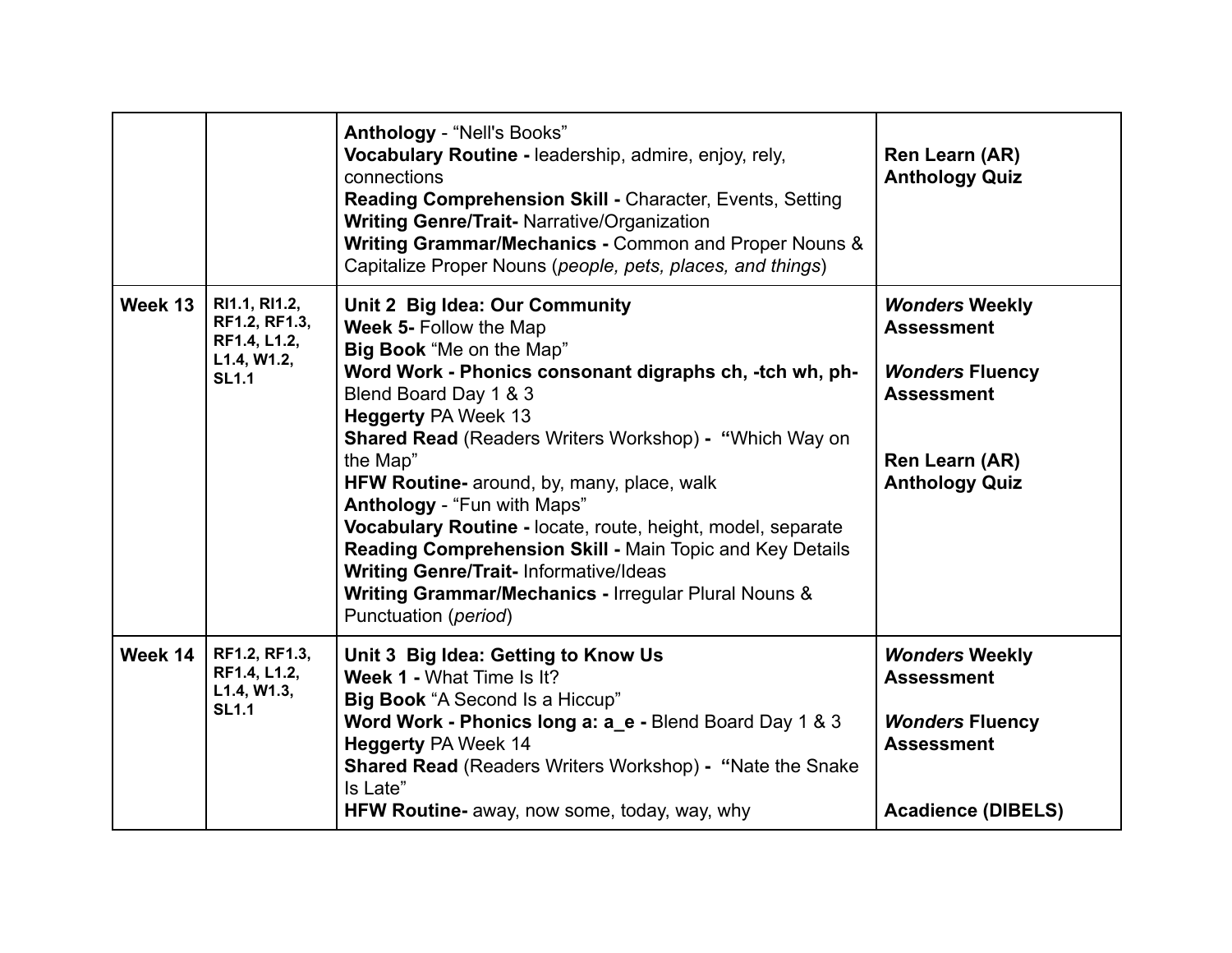| | | | |
|---|---|---|---|
| | | **Anthology** - "Nell's Books"<br>**Vocabulary Routine -** leadership, admire, enjoy, rely, connections<br>**Reading Comprehension Skill -** Character, Events, Setting<br>**Writing Genre/Trait-** Narrative/Organization<br>**Writing Grammar/Mechanics -** Common and Proper Nouns & Capitalize Proper Nouns (*people, pets, places, and things*) | **Ren Learn (AR) Anthology Quiz** |
| **Week 13** | **RI1.1, RI1.2, RF1.2, RF1.3, RF1.4, L1.2, L1.4, W1.2, SL1.1** | **Unit 2 Big Idea: Our Community**<br>**Week 5-** Follow the Map<br>**Big Book** "Me on the Map"<br>**Word Work - Phonics consonant digraphs ch, -tch wh, ph-** Blend Board Day 1 & 3<br>**Heggerty** PA Week 13<br>**Shared Read** (Readers Writers Workshop) **- "**Which Way on the Map"<br>**HFW Routine-** around, by, many, place, walk<br>**Anthology** - "Fun with Maps"<br>**Vocabulary Routine -** locate, route, height, model, separate<br>**Reading Comprehension Skill -** Main Topic and Key Details<br>**Writing Genre/Trait-** Informative/Ideas<br>**Writing Grammar/Mechanics -** Irregular Plural Nouns & Punctuation (*period*) | ***Wonders* Weekly Assessment**<br><br>***Wonders* Fluency Assessment**<br><br>**Ren Learn (AR) Anthology Quiz** |
| **Week 14** | **RF1.2, RF1.3, RF1.4, L1.2, L1.4, W1.3, SL1.1** | **Unit 3 Big Idea: Getting to Know Us**<br>**Week 1 -** What Time Is It?<br>**Big Book** "A Second Is a Hiccup"<br>**Word Work - Phonics long a: a_e -** Blend Board Day 1 & 3<br>**Heggerty** PA Week 14<br>**Shared Read** (Readers Writers Workshop) **- "**Nate the Snake Is Late"<br>**HFW Routine-** away, now some, today, way, why | ***Wonders* Weekly Assessment**<br><br>***Wonders* Fluency Assessment**<br><br>**Acadience (DIBELS)** |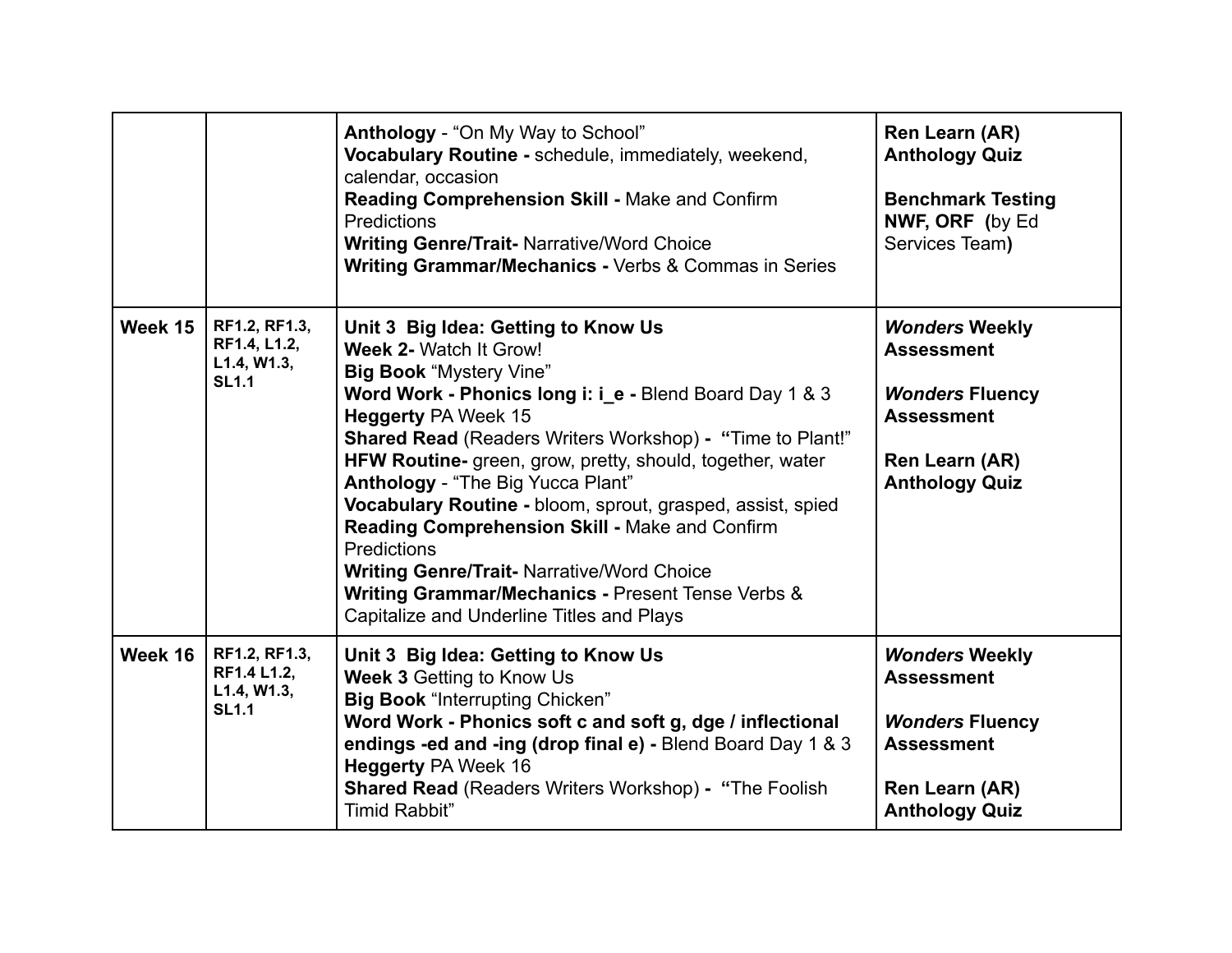| | | | |
|---|---|---|---|
| | | **Anthology** - "On My Way to School"<br>**Vocabulary Routine -** schedule, immediately, weekend, calendar, occasion<br>**Reading Comprehension Skill -** Make and Confirm Predictions<br>**Writing Genre/Trait-** Narrative/Word Choice<br>**Writing Grammar/Mechanics -** Verbs & Commas in Series | **Ren Learn (AR) Anthology Quiz**<br><br>**Benchmark Testing NWF, ORF (**by Ed Services Team**)** |
| **Week 15** | **RF1.2, RF1.3, RF1.4, L1.2, L1.4, W1.3, SL1.1** | **Unit 3 Big Idea: Getting to Know Us**<br>**Week 2-** Watch It Grow!<br>**Big Book** "Mystery Vine"<br>**Word Work - Phonics long i: i_e -** Blend Board Day 1 & 3<br>**Heggerty** PA Week 15<br>**Shared Read** (Readers Writers Workshop) **- "**Time to Plant!"<br>**HFW Routine-** green, grow, pretty, should, together, water<br>**Anthology** - "The Big Yucca Plant"<br>**Vocabulary Routine -** bloom, sprout, grasped, assist, spied<br>**Reading Comprehension Skill -** Make and Confirm Predictions<br>**Writing Genre/Trait-** Narrative/Word Choice<br>**Writing Grammar/Mechanics -** Present Tense Verbs & Capitalize and Underline Titles and Plays | ***Wonders* Weekly Assessment**<br><br>***Wonders* Fluency Assessment**<br><br>**Ren Learn (AR) Anthology Quiz** |
| **Week 16** | **RF1.2, RF1.3, RF1.4 L1.2, L1.4, W1.3, SL1.1** | **Unit 3 Big Idea: Getting to Know Us**<br>**Week 3** Getting to Know Us<br>**Big Book** "Interrupting Chicken"<br>**Word Work - Phonics soft c and soft g, dge / inflectional endings -ed and -ing (drop final e) -** Blend Board Day 1 & 3<br>**Heggerty** PA Week 16<br>**Shared Read** (Readers Writers Workshop) **- "**The Foolish Timid Rabbit" | ***Wonders* Weekly Assessment**<br><br>***Wonders* Fluency Assessment**<br><br>**Ren Learn (AR) Anthology Quiz** |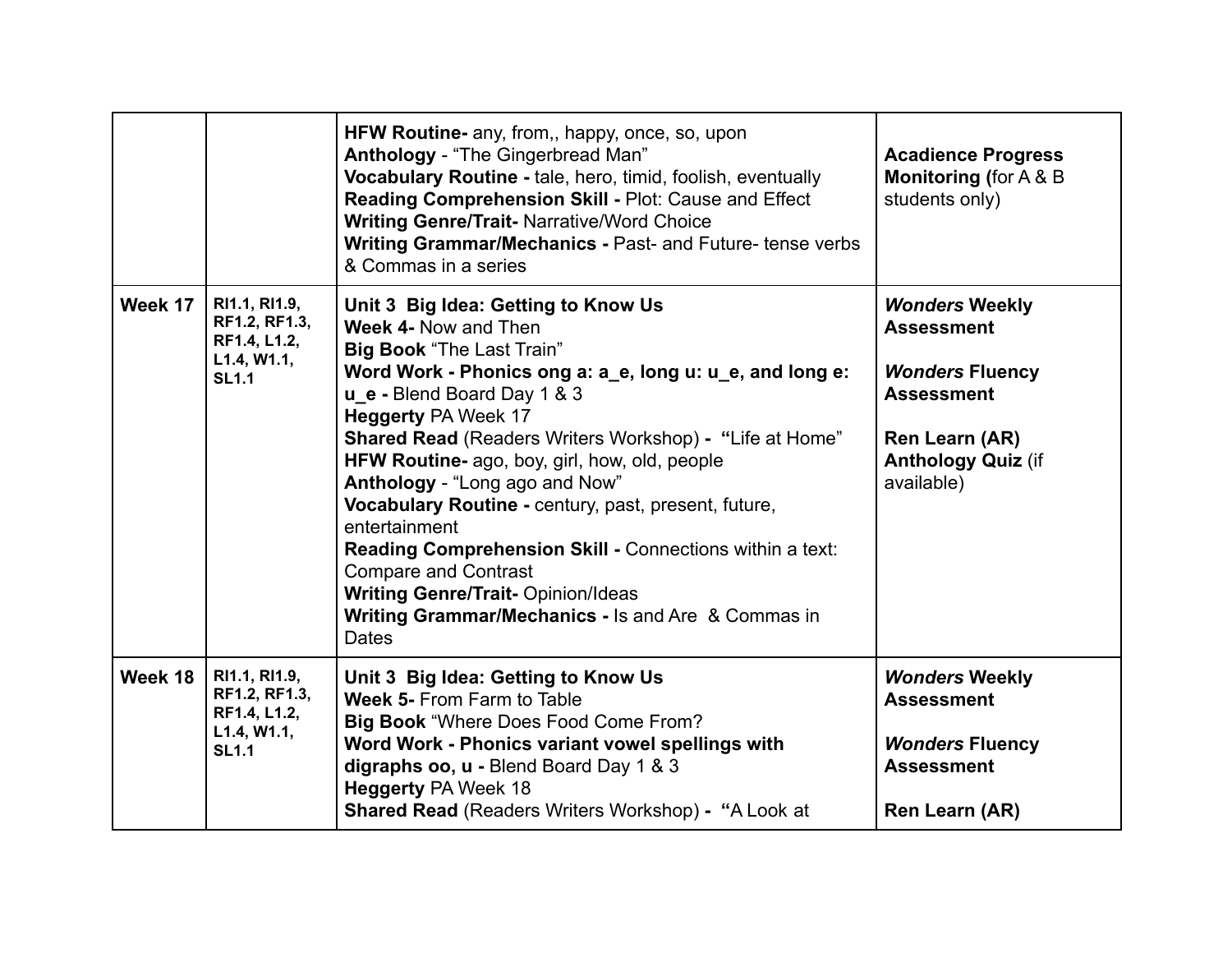| | | | |
|---|---|---|---|
| | | **HFW Routine-** any, from,, happy, once, so, upon<br>**Anthology** - "The Gingerbread Man"<br>**Vocabulary Routine -** tale, hero, timid, foolish, eventually<br>**Reading Comprehension Skill -** Plot: Cause and Effect<br>**Writing Genre/Trait-** Narrative/Word Choice<br>**Writing Grammar/Mechanics -** Past- and Future- tense verbs & Commas in a series | **Acadience Progress Monitoring (**for A & B students only) |
| **Week 17** | **RI1.1, RI1.9, RF1.2, RF1.3, RF1.4, L1.2, L1.4, W1.1, SL1.1** | **Unit 3 Big Idea: Getting to Know Us**<br>**Week 4-** Now and Then<br>**Big Book** "The Last Train"<br>**Word Work - Phonics ong a: a_e, long u: u_e, and long e: u_e -** Blend Board Day 1 & 3<br>**Heggerty** PA Week 17<br>**Shared Read** (Readers Writers Workshop) **- "**Life at Home"<br>**HFW Routine-** ago, boy, girl, how, old, people<br>**Anthology** - "Long ago and Now"<br>**Vocabulary Routine -** century, past, present, future, entertainment<br>**Reading Comprehension Skill -** Connections within a text: Compare and Contrast<br>**Writing Genre/Trait-** Opinion/Ideas<br>**Writing Grammar/Mechanics -** Is and Are & Commas in Dates | ***Wonders* Weekly Assessment**<br><br>***Wonders* Fluency Assessment**<br><br>**Ren Learn (AR) Anthology Quiz** (if available) |
| **Week 18** | **RI1.1, RI1.9, RF1.2, RF1.3, RF1.4, L1.2, L1.4, W1.1, SL1.1** | **Unit 3 Big Idea: Getting to Know Us**<br>**Week 5-** From Farm to Table<br>**Big Book** "Where Does Food Come From?<br>**Word Work - Phonics variant vowel spellings with digraphs oo, u -** Blend Board Day 1 & 3<br>**Heggerty** PA Week 18<br>**Shared Read** (Readers Writers Workshop) **- "**A Look at | ***Wonders* Weekly Assessment**<br><br>***Wonders* Fluency Assessment**<br><br>**Ren Learn (AR)** |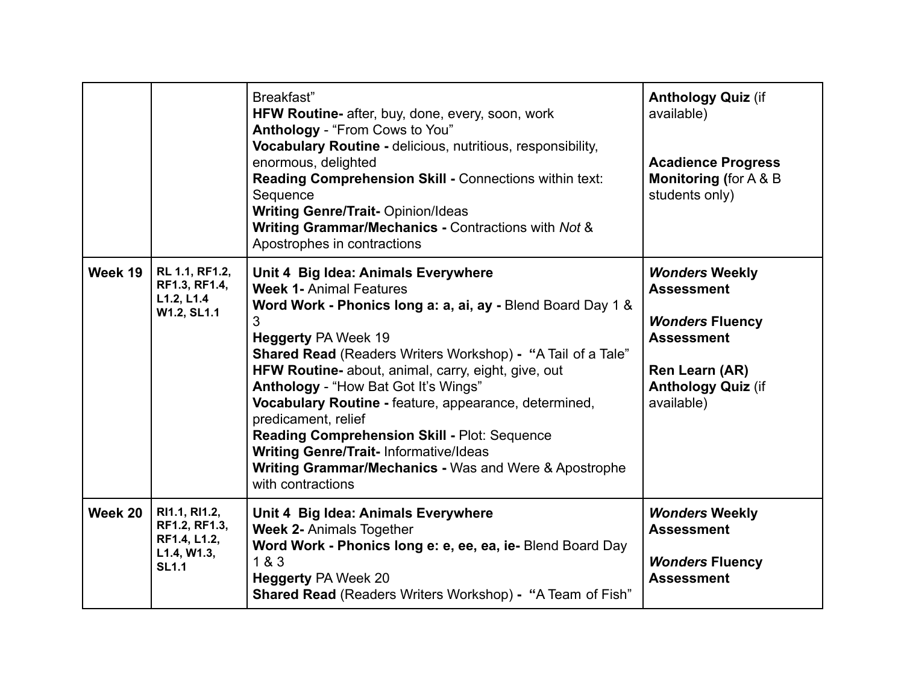| | | | |
|---|---|---|---|
| | | Breakfast"<br>**HFW Routine-** after, buy, done, every, soon, work<br>**Anthology** - "From Cows to You"<br>**Vocabulary Routine -** delicious, nutritious, responsibility, enormous, delighted<br>**Reading Comprehension Skill -** Connections within text: Sequence<br>**Writing Genre/Trait-** Opinion/Ideas<br>**Writing Grammar/Mechanics -** Contractions with *Not* & Apostrophes in contractions | **Anthology Quiz** (if available)<br><br>**Acadience Progress Monitoring (**for A & B students only) |
| **Week 19** | **RL 1.1, RF1.2, RF1.3, RF1.4, L1.2, L1.4 W1.2, SL1.1** | **Unit 4 Big Idea: Animals Everywhere**<br>**Week 1-** Animal Features<br>**Word Work - Phonics long a: a, ai, ay -** Blend Board Day 1 & 3<br>**Heggerty** PA Week 19<br>**Shared Read** (Readers Writers Workshop) **- "**A Tail of a Tale"<br>**HFW Routine-** about, animal, carry, eight, give, out<br>**Anthology** - "How Bat Got It's Wings"<br>**Vocabulary Routine -** feature, appearance, determined, predicament, relief<br>**Reading Comprehension Skill -** Plot: Sequence<br>**Writing Genre/Trait-** Informative/Ideas<br>**Writing Grammar/Mechanics -** Was and Were & Apostrophe with contractions | ***Wonders* Weekly Assessment**<br><br>***Wonders* Fluency Assessment**<br><br>**Ren Learn (AR) Anthology Quiz** (if available) |
| **Week 20** | **RI1.1, RI1.2, RF1.2, RF1.3, RF1.4, L1.2, L1.4, W1.3, SL1.1** | **Unit 4 Big Idea: Animals Everywhere**<br>**Week 2-** Animals Together<br>**Word Work - Phonics long e: e, ee, ea, ie-** Blend Board Day 1 & 3<br>**Heggerty** PA Week 20<br>**Shared Read** (Readers Writers Workshop) **- "**A Team of Fish" | ***Wonders* Weekly Assessment**<br><br>***Wonders* Fluency Assessment** |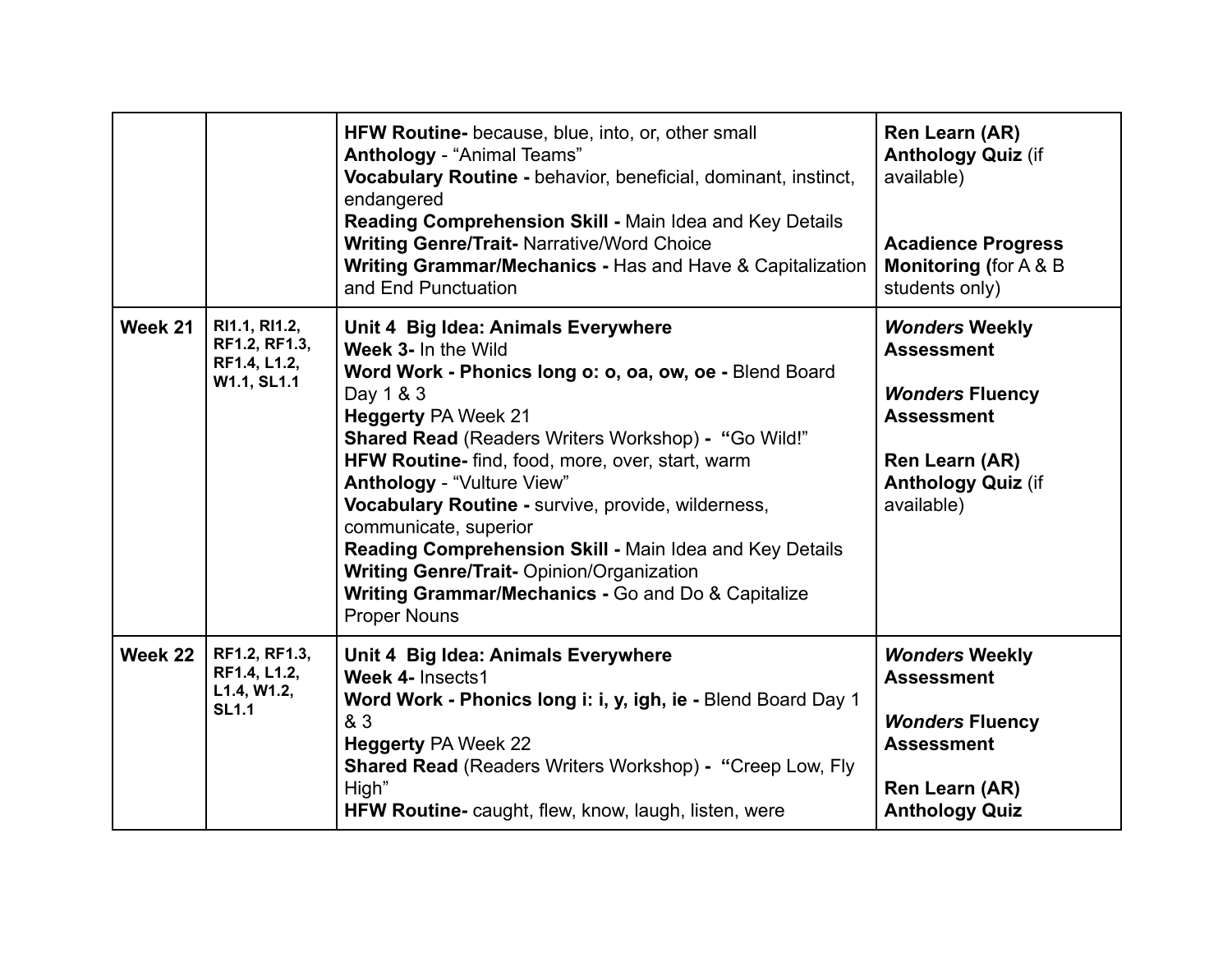| | | | |
|---|---|---|---|
| | | **HFW Routine-** because, blue, into, or, other small<br>**Anthology** - "Animal Teams"<br>**Vocabulary Routine -** behavior, beneficial, dominant, instinct, endangered<br>**Reading Comprehension Skill -** Main Idea and Key Details<br>**Writing Genre/Trait-** Narrative/Word Choice<br>**Writing Grammar/Mechanics -** Has and Have & Capitalization and End Punctuation | **Ren Learn (AR) Anthology Quiz** (if available)<br><br>**Acadience Progress Monitoring (**for A & B students only) |
| **Week 21** | **RI1.1, RI1.2, RF1.2, RF1.3, RF1.4, L1.2, W1.1, SL1.1** | **Unit 4 Big Idea: Animals Everywhere**<br>**Week 3-** In the Wild<br>**Word Work - Phonics long o: o, oa, ow, oe -** Blend Board Day 1 & 3<br>**Heggerty** PA Week 21<br>**Shared Read** (Readers Writers Workshop) **- "**Go Wild!"<br>**HFW Routine-** find, food, more, over, start, warm<br>**Anthology** - "Vulture View"<br>**Vocabulary Routine -** survive, provide, wilderness, communicate, superior<br>**Reading Comprehension Skill -** Main Idea and Key Details<br>**Writing Genre/Trait-** Opinion/Organization<br>**Writing Grammar/Mechanics -** Go and Do & Capitalize Proper Nouns | ***Wonders* Weekly Assessment**<br><br>***Wonders* Fluency Assessment**<br><br>**Ren Learn (AR) Anthology Quiz** (if available) |
| **Week 22** | **RF1.2, RF1.3, RF1.4, L1.2, L1.4, W1.2, SL1.1** | **Unit 4 Big Idea: Animals Everywhere**<br>**Week 4-** Insects1<br>**Word Work - Phonics long i: i, y, igh, ie -** Blend Board Day 1 & 3<br>**Heggerty** PA Week 22<br>**Shared Read** (Readers Writers Workshop) **- "**Creep Low, Fly High"<br>**HFW Routine-** caught, flew, know, laugh, listen, were | ***Wonders* Weekly Assessment**<br><br>***Wonders* Fluency Assessment**<br><br>**Ren Learn (AR) Anthology Quiz** |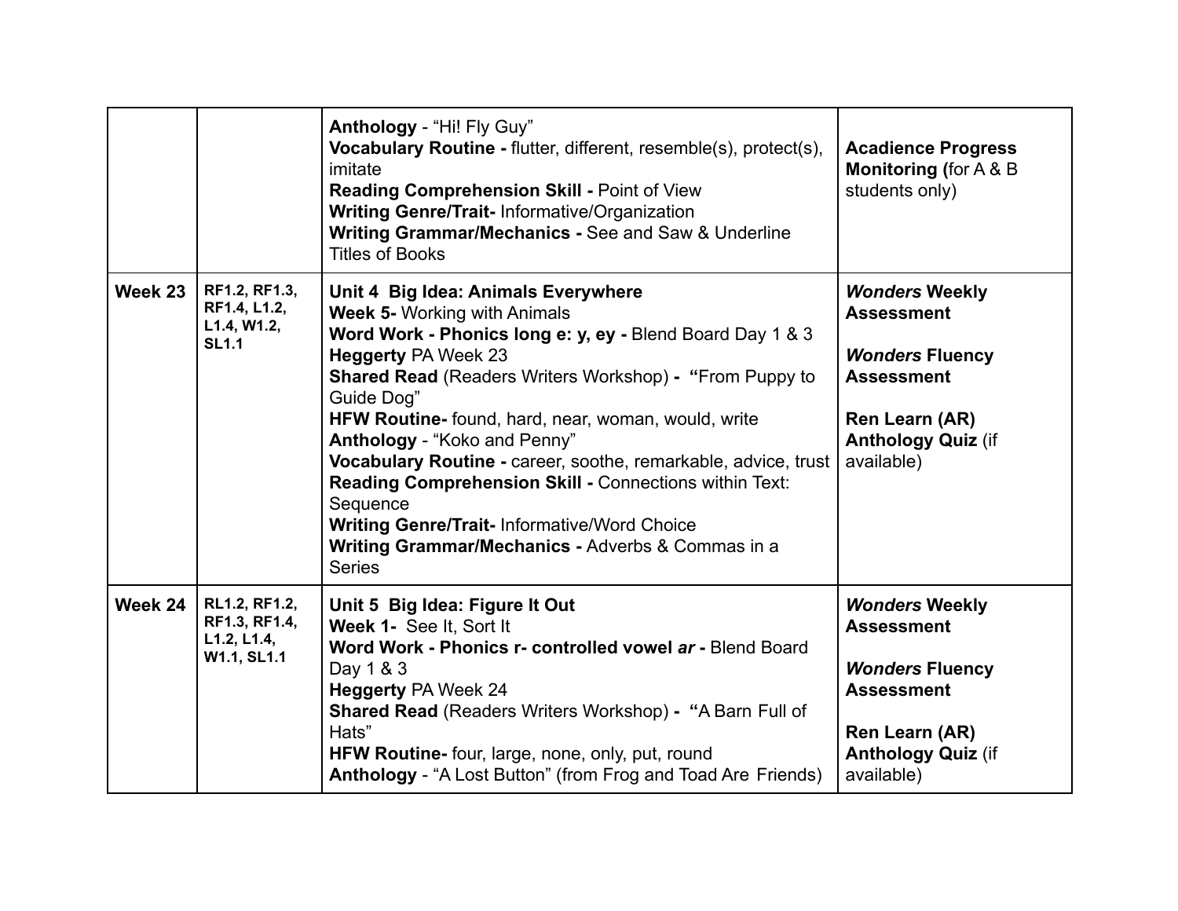| | | | |
|---|---|---|---|
| | | **Anthology** - "Hi! Fly Guy"<br>**Vocabulary Routine -** flutter, different, resemble(s), protect(s), imitate<br>**Reading Comprehension Skill -** Point of View<br>**Writing Genre/Trait-** Informative/Organization<br>**Writing Grammar/Mechanics -** See and Saw & Underline Titles of Books | **Acadience Progress Monitoring (**for A & B students only) |
| **Week 23** | **RF1.2, RF1.3, RF1.4, L1.2, L1.4, W1.2, SL1.1** | **Unit 4 Big Idea: Animals Everywhere**<br>**Week 5-** Working with Animals<br>**Word Work - Phonics long e: y, ey -** Blend Board Day 1 & 3<br>**Heggerty** PA Week 23<br>**Shared Read** (Readers Writers Workshop) **- "**From Puppy to Guide Dog"<br>**HFW Routine-** found, hard, near, woman, would, write<br>**Anthology** - "Koko and Penny"<br>**Vocabulary Routine -** career, soothe, remarkable, advice, trust<br>**Reading Comprehension Skill -** Connections within Text: Sequence<br>**Writing Genre/Trait-** Informative/Word Choice<br>**Writing Grammar/Mechanics -** Adverbs & Commas in a Series | ***Wonders* Weekly Assessment**<br><br>***Wonders* Fluency Assessment**<br><br>**Ren Learn (AR) Anthology Quiz** (if available) |
| **Week 24** | **RL1.2, RF1.2, RF1.3, RF1.4, L1.2, L1.4, W1.1, SL1.1** | **Unit 5 Big Idea: Figure It Out**<br>**Week 1-** See It, Sort It<br>**Word Work - Phonics r- controlled vowel *ar* -** Blend Board Day 1 & 3<br>**Heggerty** PA Week 24<br>**Shared Read** (Readers Writers Workshop) **- "**A Barn Full of Hats"<br>**HFW Routine-** four, large, none, only, put, round<br>**Anthology** - "A Lost Button" (from Frog and Toad Are Friends) | ***Wonders* Weekly Assessment**<br><br>***Wonders* Fluency Assessment**<br><br>**Ren Learn (AR) Anthology Quiz** (if available) |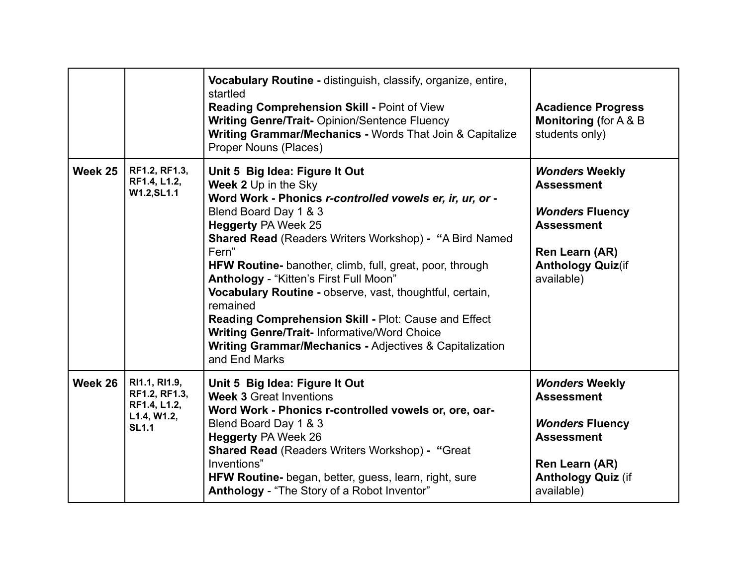| | | | |
|---|---|---|---|
| | | **Vocabulary Routine -** distinguish, classify, organize, entire, startled<br>**Reading Comprehension Skill -** Point of View<br>**Writing Genre/Trait-** Opinion/Sentence Fluency<br>**Writing Grammar/Mechanics -** Words That Join & Capitalize Proper Nouns (Places) | **Acadience Progress Monitoring (**for A & B students only) |
| **Week 25** | **RF1.2, RF1.3, RF1.4, L1.2, W1.2,SL1.1** | **Unit 5 Big Idea: Figure It Out**<br>**Week 2** Up in the Sky<br>**Word Work - Phonics *r-controlled vowels er, ir, ur, or* -** Blend Board Day 1 & 3<br>**Heggerty** PA Week 25<br>**Shared Read** (Readers Writers Workshop) **- "**A Bird Named Fern"<br>**HFW Routine-** banother, climb, full, great, poor, through<br>**Anthology** - "Kitten's First Full Moon"<br>**Vocabulary Routine -** observe, vast, thoughtful, certain, remained<br>**Reading Comprehension Skill -** Plot: Cause and Effect<br>**Writing Genre/Trait-** Informative/Word Choice<br>**Writing Grammar/Mechanics -** Adjectives & Capitalization and End Marks | ***Wonders* Weekly Assessment**<br><br>***Wonders* Fluency Assessment**<br><br>**Ren Learn (AR) Anthology Quiz**(if available) |
| **Week 26** | **RI1.1, RI1.9, RF1.2, RF1.3, RF1.4, L1.2, L1.4, W1.2, SL1.1** | **Unit 5 Big Idea: Figure It Out**<br>**Week 3** Great Inventions<br>**Word Work - Phonics r-controlled vowels or, ore, oar-** Blend Board Day 1 & 3<br>**Heggerty** PA Week 26<br>**Shared Read** (Readers Writers Workshop) **- "**Great Inventions"<br>**HFW Routine-** began, better, guess, learn, right, sure<br>**Anthology** - "The Story of a Robot Inventor" | ***Wonders* Weekly Assessment**<br><br>***Wonders* Fluency Assessment**<br><br>**Ren Learn (AR) Anthology Quiz** (if available) |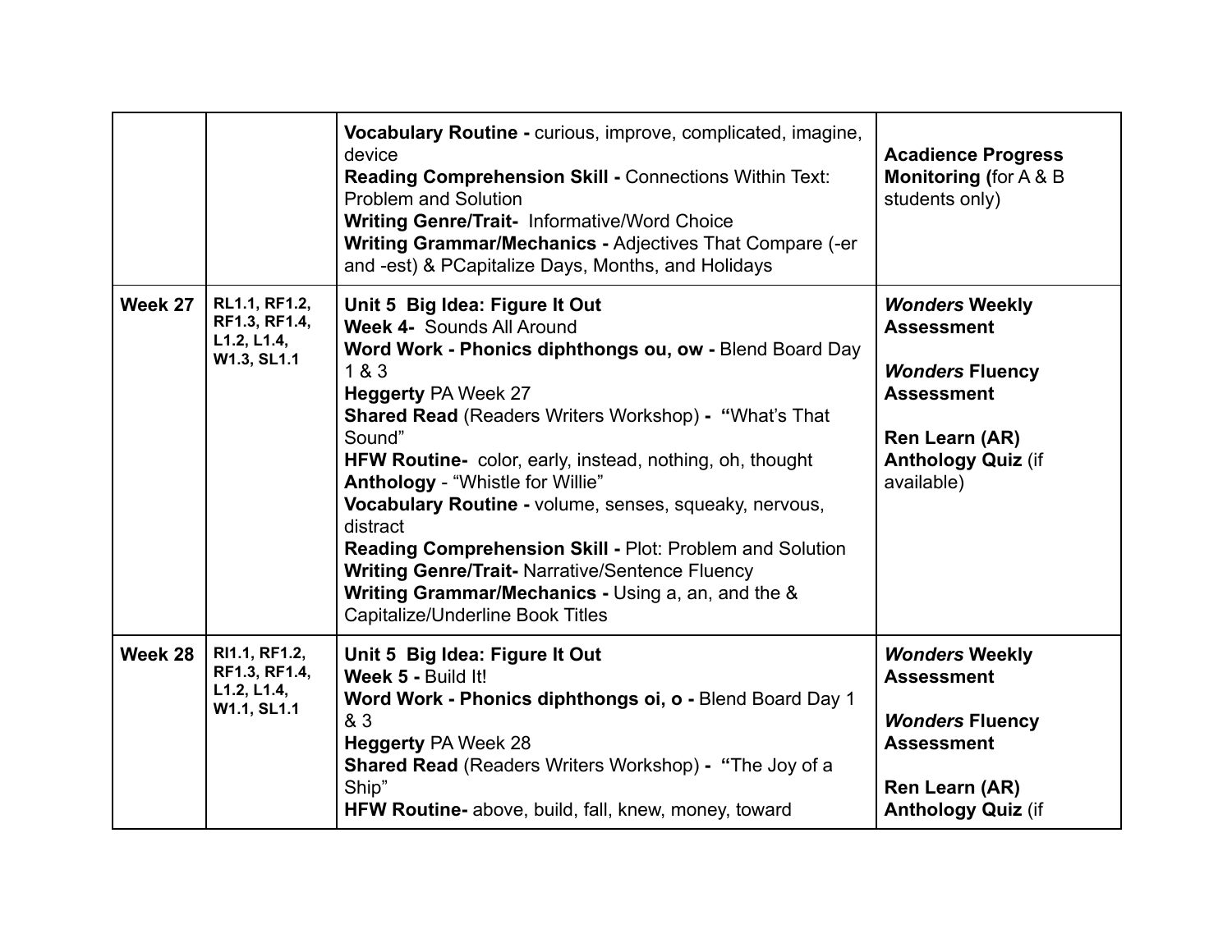| | | | |
|---|---|---|---|
| | | **Vocabulary Routine -** curious, improve, complicated, imagine, device<br>**Reading Comprehension Skill -** Connections Within Text: Problem and Solution<br>**Writing Genre/Trait-** Informative/Word Choice<br>**Writing Grammar/Mechanics -** Adjectives That Compare (-er and -est) & PCapitalize Days, Months, and Holidays | **Acadience Progress Monitoring (**for A & B students only) |
| **Week 27** | **RL1.1, RF1.2, RF1.3, RF1.4, L1.2, L1.4, W1.3, SL1.1** | **Unit 5 Big Idea: Figure It Out**<br>**Week 4-** Sounds All Around<br>**Word Work - Phonics diphthongs ou, ow -** Blend Board Day 1 & 3<br>**Heggerty** PA Week 27<br>**Shared Read** (Readers Writers Workshop) **- "**What's That Sound"<br>**HFW Routine-** color, early, instead, nothing, oh, thought<br>**Anthology** - "Whistle for Willie"<br>**Vocabulary Routine -** volume, senses, squeaky, nervous, distract<br>**Reading Comprehension Skill -** Plot: Problem and Solution<br>**Writing Genre/Trait-** Narrative/Sentence Fluency<br>**Writing Grammar/Mechanics -** Using a, an, and the & Capitalize/Underline Book Titles | ***Wonders* Weekly Assessment**<br><br>***Wonders* Fluency Assessment**<br><br>**Ren Learn (AR) Anthology Quiz** (if available) |
| **Week 28** | **RI1.1, RF1.2, RF1.3, RF1.4, L1.2, L1.4, W1.1, SL1.1** | **Unit 5 Big Idea: Figure It Out**<br>**Week 5 -** Build It!<br>**Word Work - Phonics diphthongs oi, o -** Blend Board Day 1 & 3<br>**Heggerty** PA Week 28<br>**Shared Read** (Readers Writers Workshop) **- "**The Joy of a Ship"<br>**HFW Routine-** above, build, fall, knew, money, toward | ***Wonders* Weekly Assessment**<br><br>***Wonders* Fluency Assessment**<br><br>**Ren Learn (AR) Anthology Quiz** (if |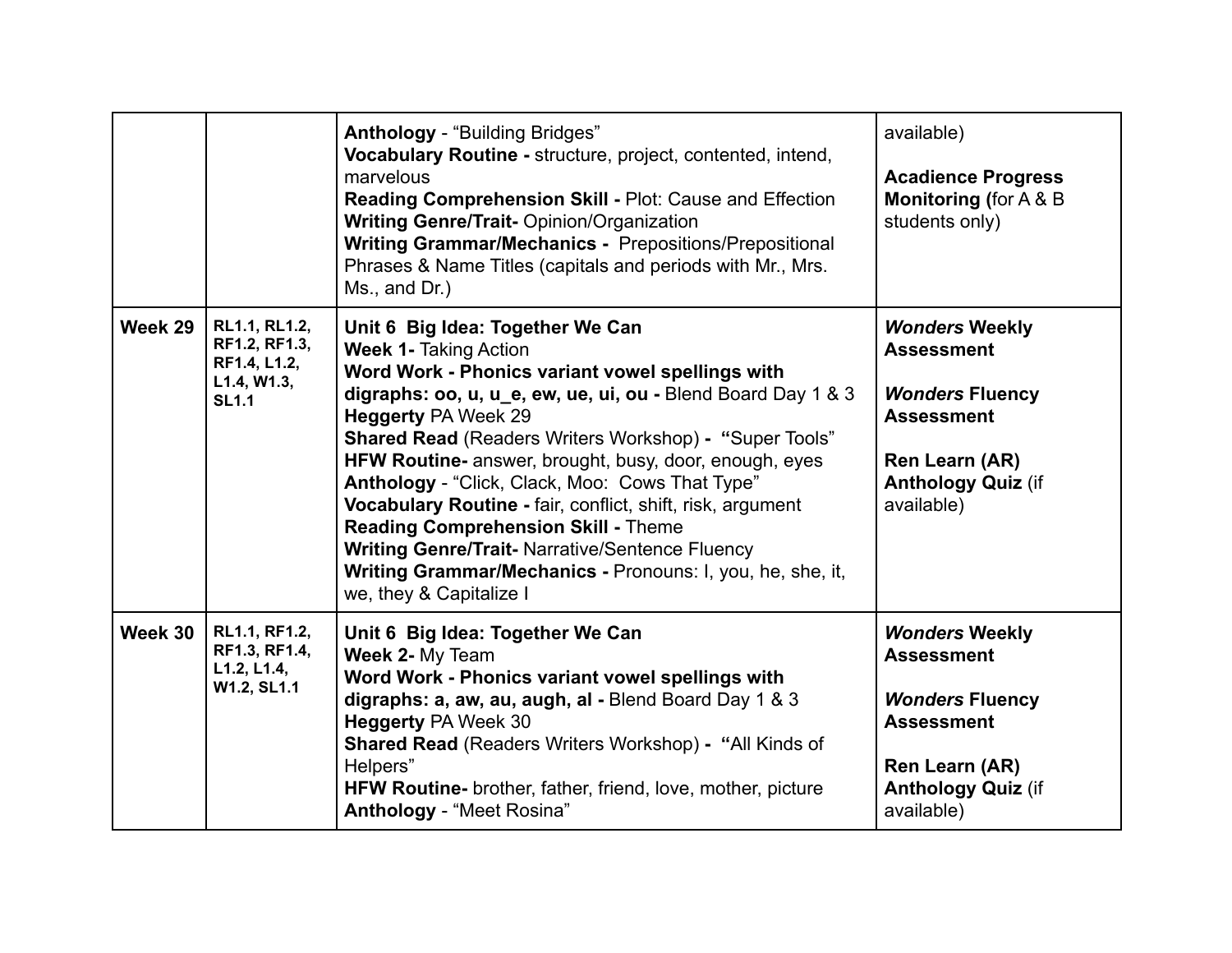| | | | |
|---|---|---|---|
| | | **Anthology** - "Building Bridges"<br>**Vocabulary Routine -** structure, project, contented, intend, marvelous<br>**Reading Comprehension Skill -** Plot: Cause and Effection<br>**Writing Genre/Trait-** Opinion/Organization<br>**Writing Grammar/Mechanics -** Prepositions/Prepositional Phrases & Name Titles (capitals and periods with Mr., Mrs. Ms., and Dr.) | available)<br><br>**Acadience Progress Monitoring (**for A & B students only) |
| **Week 29** | **RL1.1, RL1.2, RF1.2, RF1.3, RF1.4, L1.2, L1.4, W1.3, SL1.1** | **Unit 6 Big Idea: Together We Can**<br>**Week 1-** Taking Action<br>**Word Work - Phonics variant vowel spellings with digraphs: oo, u, u_e, ew, ue, ui, ou -** Blend Board Day 1 & 3<br>**Heggerty** PA Week 29<br>**Shared Read** (Readers Writers Workshop) **- "**Super Tools"<br>**HFW Routine-** answer, brought, busy, door, enough, eyes<br>**Anthology** - "Click, Clack, Moo: Cows That Type"<br>**Vocabulary Routine -** fair, conflict, shift, risk, argument<br>**Reading Comprehension Skill -** Theme<br>**Writing Genre/Trait-** Narrative/Sentence Fluency<br>**Writing Grammar/Mechanics -** Pronouns: I, you, he, she, it, we, they & Capitalize I | ***Wonders* Weekly Assessment**<br><br>***Wonders* Fluency Assessment**<br><br>**Ren Learn (AR) Anthology Quiz** (if available) |
| **Week 30** | **RL1.1, RF1.2, RF1.3, RF1.4, L1.2, L1.4, W1.2, SL1.1** | **Unit 6 Big Idea: Together We Can**<br>**Week 2-** My Team<br>**Word Work - Phonics variant vowel spellings with digraphs: a, aw, au, augh, al -** Blend Board Day 1 & 3<br>**Heggerty** PA Week 30<br>**Shared Read** (Readers Writers Workshop) **- "**All Kinds of Helpers"<br>**HFW Routine-** brother, father, friend, love, mother, picture<br>**Anthology** - "Meet Rosina" | ***Wonders* Weekly Assessment**<br><br>***Wonders* Fluency Assessment**<br><br>**Ren Learn (AR) Anthology Quiz** (if available) |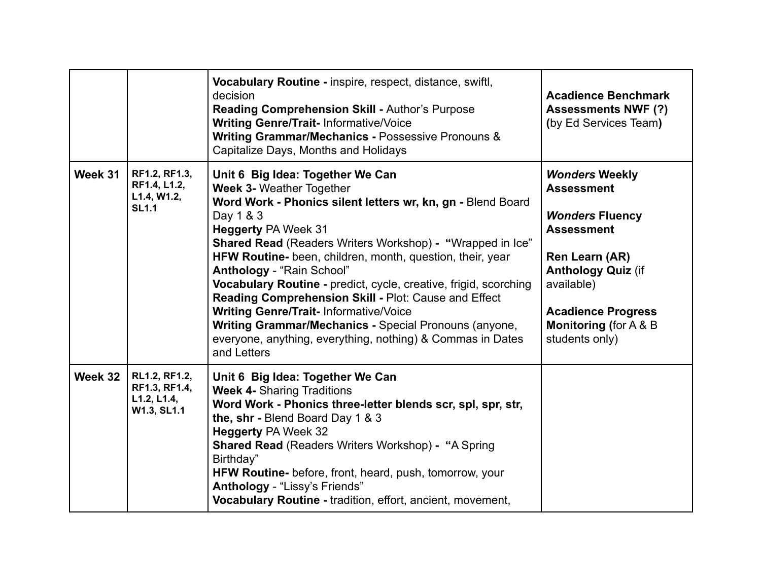| | | | |
|---|---|---|---|
| | | **Vocabulary Routine -** inspire, respect, distance, swiftl, decision<br>**Reading Comprehension Skill -** Author's Purpose<br>**Writing Genre/Trait-** Informative/Voice<br>**Writing Grammar/Mechanics -** Possessive Pronouns & Capitalize Days, Months and Holidays | **Acadience Benchmark Assessments NWF (?)** **(**by Ed Services Team**)** |
| **Week 31** | **RF1.2, RF1.3, RF1.4, L1.2, L1.4, W1.2, SL1.1** | **Unit 6 Big Idea: Together We Can**<br>**Week 3-** Weather Together<br>**Word Work - Phonics silent letters wr, kn, gn -** Blend Board Day 1 & 3<br>**Heggerty** PA Week 31<br>**Shared Read** (Readers Writers Workshop) **- "**Wrapped in Ice"<br>**HFW Routine-** been, children, month, question, their, year<br>**Anthology** - "Rain School"<br>**Vocabulary Routine -** predict, cycle, creative, frigid, scorching<br>**Reading Comprehension Skill -** Plot: Cause and Effect<br>**Writing Genre/Trait-** Informative/Voice<br>**Writing Grammar/Mechanics -** Special Pronouns (anyone, everyone, anything, everything, nothing) & Commas in Dates and Letters | ***Wonders* Weekly Assessment**<br><br>***Wonders* Fluency Assessment**<br><br>**Ren Learn (AR) Anthology Quiz** (if available)<br><br>**Acadience Progress Monitoring (**for A & B students only) |
| **Week 32** | **RL1.2, RF1.2, RF1.3, RF1.4, L1.2, L1.4, W1.3, SL1.1** | **Unit 6 Big Idea: Together We Can**<br>**Week 4-** Sharing Traditions<br>**Word Work - Phonics three-letter blends scr, spl, spr, str, thr, shr -** Blend Board Day 1 & 3<br>**Heggerty** PA Week 32<br>**Shared Read** (Readers Writers Workshop) **- "**A Spring Birthday"<br>**HFW Routine-** before, front, heard, push, tomorrow, your<br>**Anthology** - "Lissy's Friends"<br>**Vocabulary Routine -** tradition, effort, ancient, movement, | |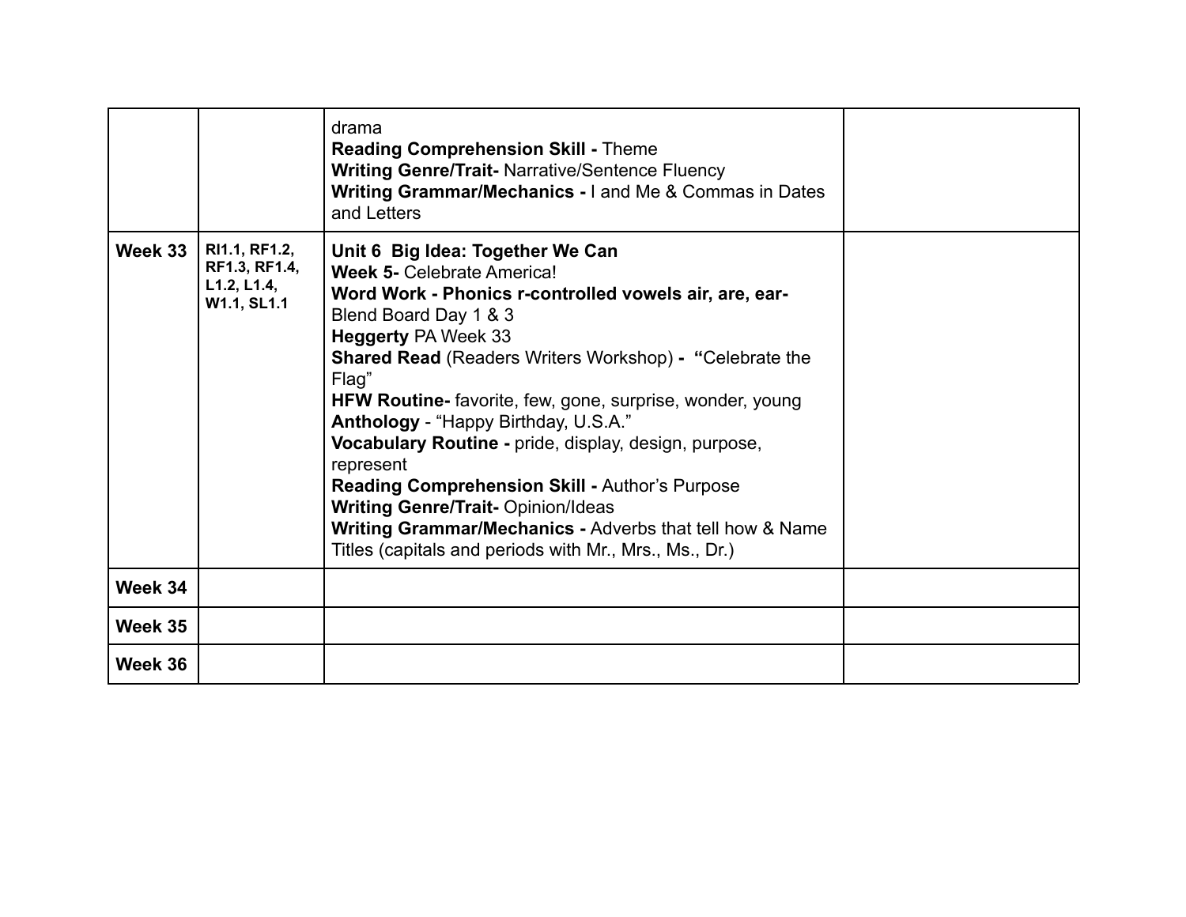| | | | |
|---|---|---|---|
| | | drama<br>**Reading Comprehension Skill -** Theme<br>**Writing Genre/Trait-** Narrative/Sentence Fluency<br>**Writing Grammar/Mechanics -** I and Me & Commas in Dates and Letters | |
| **Week 33** | **RI1.1, RF1.2, RF1.3, RF1.4, L1.2, L1.4, W1.1, SL1.1** | **Unit 6 Big Idea: Together We Can**<br>**Week 5-** Celebrate America!<br>**Word Work - Phonics r-controlled vowels air, are, ear-** Blend Board Day 1 & 3<br>**Heggerty** PA Week 33<br>**Shared Read** (Readers Writers Workshop) **- "**Celebrate the Flag"<br>**HFW Routine-** favorite, few, gone, surprise, wonder, young<br>**Anthology** - "Happy Birthday, U.S.A."<br>**Vocabulary Routine -** pride, display, design, purpose, represent<br>**Reading Comprehension Skill -** Author's Purpose<br>**Writing Genre/Trait-** Opinion/Ideas<br>**Writing Grammar/Mechanics -** Adverbs that tell how & Name Titles (capitals and periods with Mr., Mrs., Ms., Dr.) | |
| **Week 34** | | | |
| **Week 35** | | | |
| **Week 36** | | | |